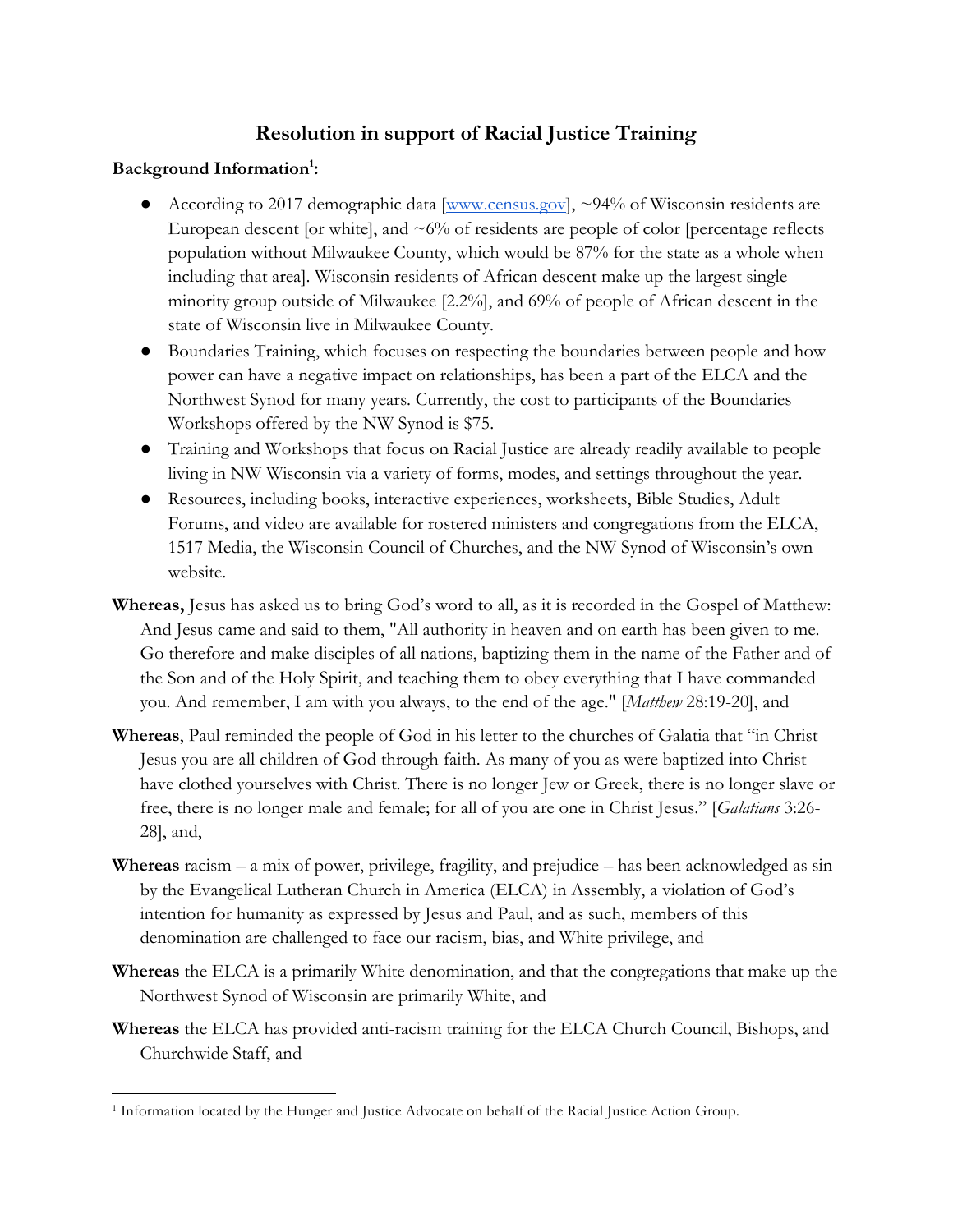# Resolution in support of Racial Justice Training

**Background Information[1]:**

- According to 2017 demographic data [www.census.gov], ~94% of Wisconsin residents are European descent [or white], and ~6% of residents are people of color [percentage reflects population without Milwaukee County, which would be 87% for the state as a whole when including that area]. Wisconsin residents of African descent make up the largest single minority group outside of Milwaukee [2.2%], and 69% of people of African descent in the state of Wisconsin live in Milwaukee County.
- Boundaries Training, which focuses on respecting the boundaries between people and how power can have a negative impact on relationships, has been a part of the ELCA and the Northwest Synod for many years. Currently, the cost to participants of the Boundaries Workshops offered by the NW Synod is $75.
- Training and Workshops that focus on Racial Justice are already readily available to people living in NW Wisconsin via a variety of forms, modes, and settings throughout the year.
- Resources, including books, interactive experiences, worksheets, Bible Studies, Adult Forums, and video are available for rostered ministers and congregations from the ELCA, 1517 Media, the Wisconsin Council of Churches, and the NW Synod of Wisconsin's own website.

**Whereas,** Jesus has asked us to bring God's word to all, as it is recorded in the Gospel of Matthew: And Jesus came and said to them, "All authority in heaven and on earth has been given to me. Go therefore and make disciples of all nations, baptizing them in the name of the Father and of the Son and of the Holy Spirit, and teaching them to obey everything that I have commanded you. And remember, I am with you always, to the end of the age." [*Matthew* 28:19-20], and

**Whereas**, Paul reminded the people of God in his letter to the churches of Galatia that "in Christ Jesus you are all children of God through faith. As many of you as were baptized into Christ have clothed yourselves with Christ. There is no longer Jew or Greek, there is no longer slave or free, there is no longer male and female; for all of you are one in Christ Jesus." [*Galatians* 3:26-28], and,

**Whereas** racism – a mix of power, privilege, fragility, and prejudice – has been acknowledged as sin by the Evangelical Lutheran Church in America (ELCA) in Assembly, a violation of God's intention for humanity as expressed by Jesus and Paul, and as such, members of this denomination are challenged to face our racism, bias, and White privilege, and

**Whereas** the ELCA is a primarily White denomination, and that the congregations that make up the Northwest Synod of Wisconsin are primarily White, and

**Whereas** the ELCA has provided anti-racism training for the ELCA Church Council, Bishops, and Churchwide Staff, and

[1] Information located by the Hunger and Justice Advocate on behalf of the Racial Justice Action Group.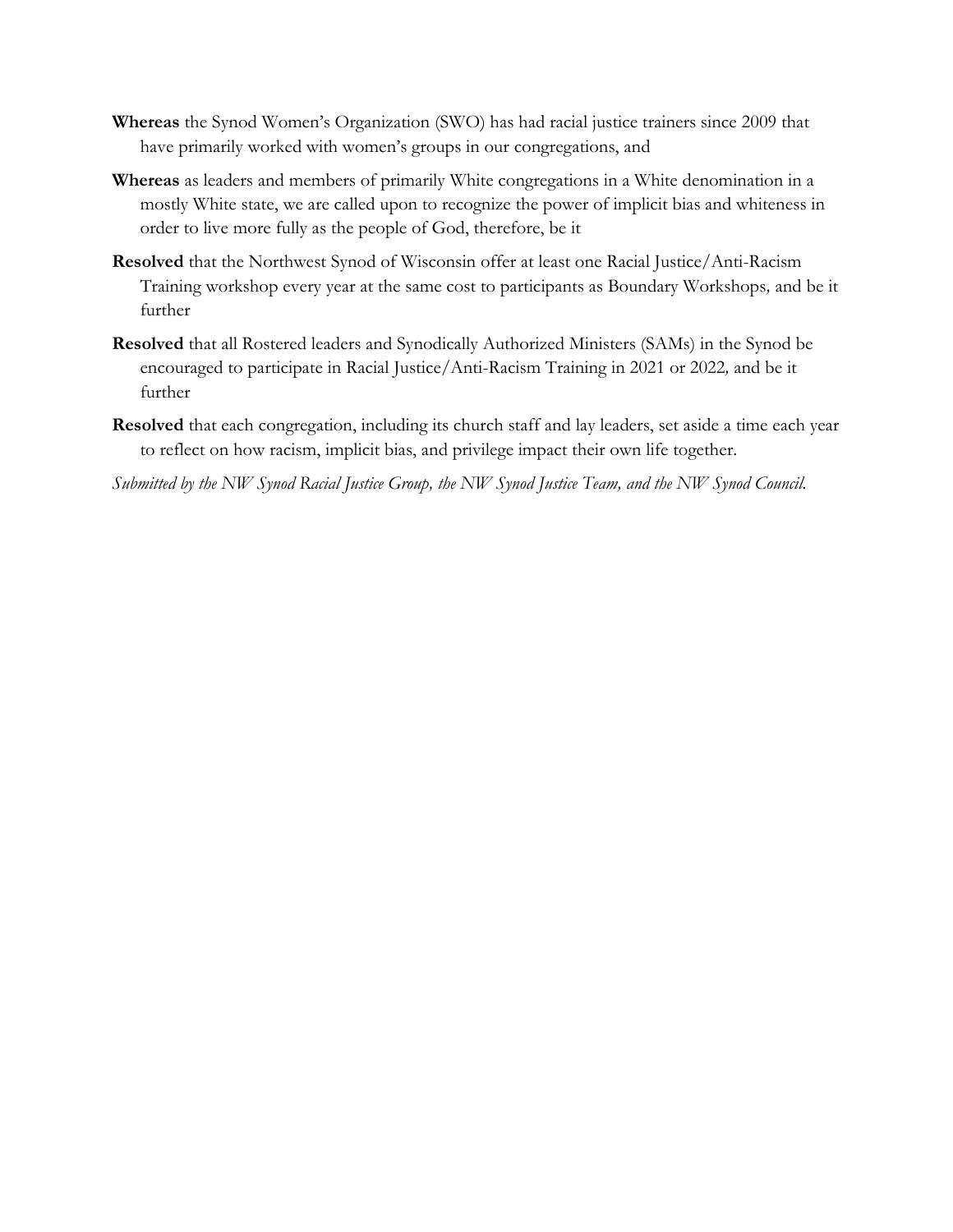**Whereas** the Synod Women's Organization (SWO) has had racial justice trainers since 2009 that have primarily worked with women's groups in our congregations, and

**Whereas** as leaders and members of primarily White congregations in a White denomination in a mostly White state, we are called upon to recognize the power of implicit bias and whiteness in order to live more fully as the people of God, therefore, be it

**Resolved** that the Northwest Synod of Wisconsin offer at least one Racial Justice/Anti-Racism Training workshop every year at the same cost to participants as Boundary Workshops*,* and be it further

**Resolved** that all Rostered leaders and Synodically Authorized Ministers (SAMs) in the Synod be encouraged to participate in Racial Justice/Anti-Racism Training in 2021 or 2022*,* and be it further

**Resolved** that each congregation, including its church staff and lay leaders, set aside a time each year to reflect on how racism, implicit bias, and privilege impact their own life together.

*Submitted by the NW Synod Racial Justice Group, the NW Synod Justice Team, and the NW Synod Council.*